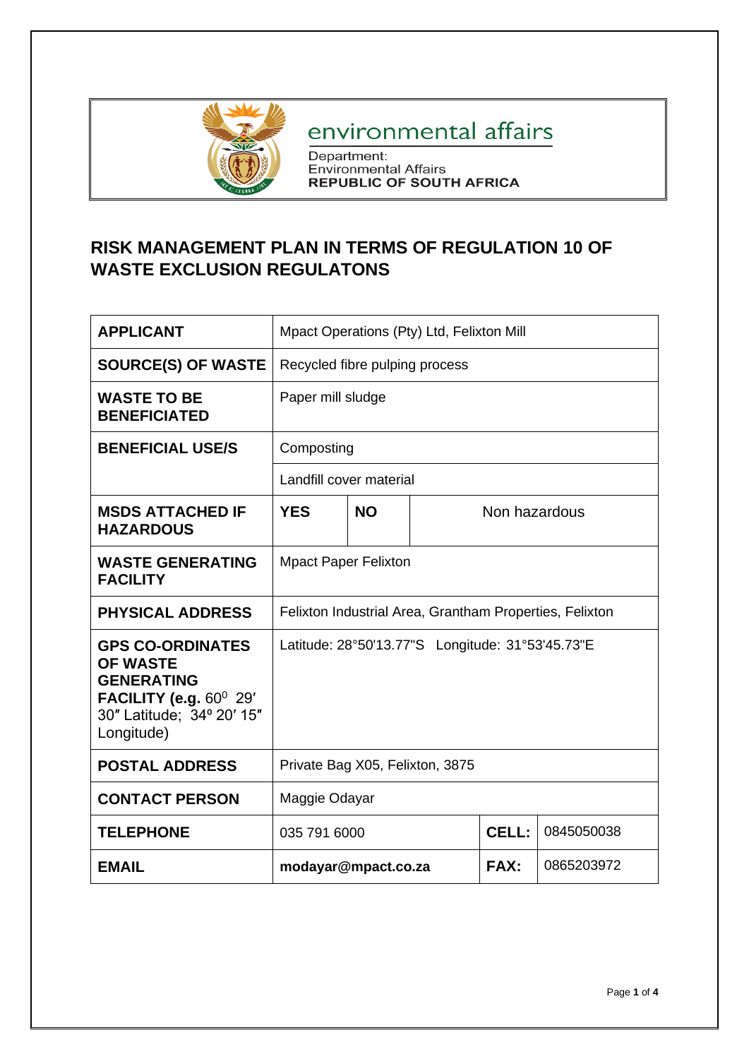environmental affairs

Department:
Environmental Affairs
**REPUBLIC OF SOUTH AFRICA**

# RISK MANAGEMENT PLAN IN TERMS OF REGULATION 10 OF WASTE EXCLUSION REGULATONS

| | | | | |
|---|---|---|---|---|
| **APPLICANT** | Mpact Operations (Pty) Ltd, Felixton Mill | | | |
| **SOURCE(S) OF WASTE** | Recycled fibre pulping process | | | |
| **WASTE TO BE BENEFICIATED** | Paper mill sludge | | | |
| **BENEFICIAL USE/S** | Composting | | | |
| | Landfill cover material | | | |
| **MSDS ATTACHED IF HAZARDOUS** | **YES** | **NO** | Non hazardous | |
| **WASTE GENERATING FACILITY** | Mpact Paper Felixton | | | |
| **PHYSICAL ADDRESS** | Felixton Industrial Area, Grantham Properties, Felixton | | | |
| **GPS CO-ORDINATES OF WASTE GENERATING FACILITY (e.g.** 60⁰ 29′ 30″ Latitude; 34º 20′ 15″ Longitude) | Latitude: 28°50'13.77"S Longitude: 31°53'45.73"E | | | |
| **POSTAL ADDRESS** | Private Bag X05, Felixton, 3875 | | | |
| **CONTACT PERSON** | Maggie Odayar | | | |
| **TELEPHONE** | 035 791 6000 | | **CELL:** | 0845050038 |
| **EMAIL** | **modayar@mpact.co.za** | | **FAX:** | 0865203972 |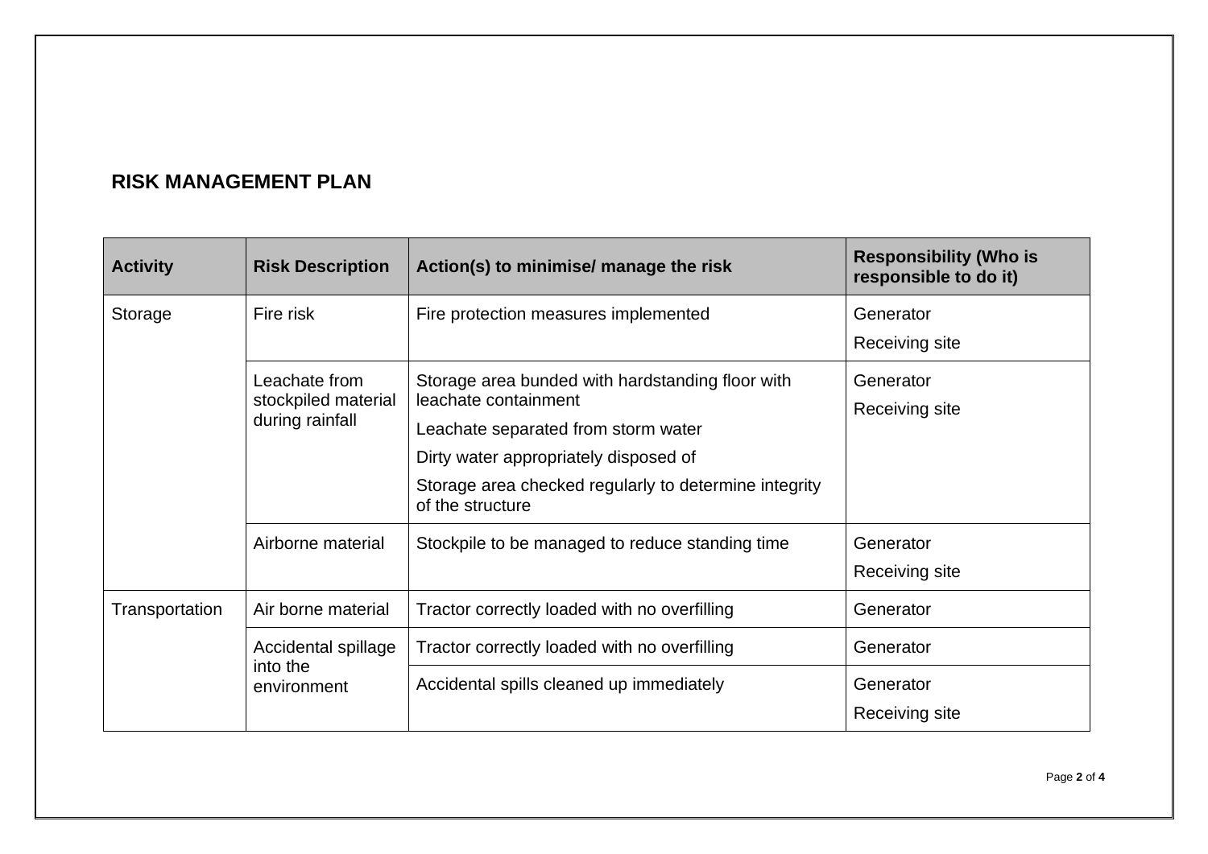## RISK MANAGEMENT PLAN

| Activity | Risk Description | Action(s) to minimise/ manage the risk | Responsibility (Who is responsible to do it) |
|---|---|---|---|
| Storage | Fire risk | Fire protection measures implemented | Generator<br>Receiving site |
| | Leachate from stockpiled material during rainfall | Storage area bunded with hardstanding floor with leachate containment<br>Leachate separated from storm water<br>Dirty water appropriately disposed of<br>Storage area checked regularly to determine integrity of the structure | Generator<br>Receiving site |
| | Airborne material | Stockpile to be managed to reduce standing time | Generator<br>Receiving site |
| Transportation | Air borne material | Tractor correctly loaded with no overfilling | Generator |
| | Accidental spillage into the environment | Tractor correctly loaded with no overfilling | Generator |
| | | Accidental spills cleaned up immediately | Generator<br>Receiving site |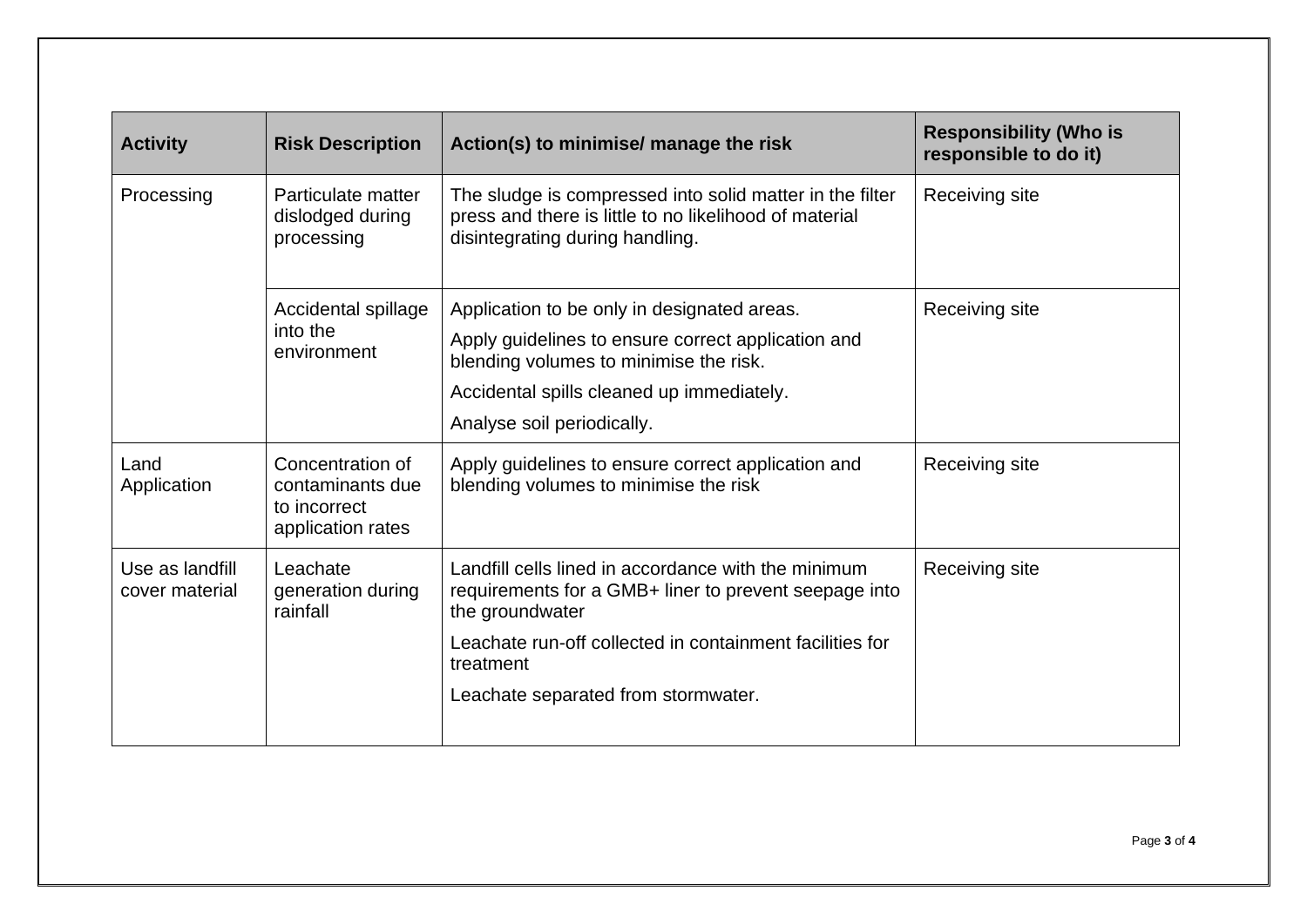| Activity | Risk Description | Action(s) to minimise/ manage the risk | Responsibility (Who is responsible to do it) |
|---|---|---|---|
| Processing | Particulate matter dislodged during processing | The sludge is compressed into solid matter in the filter press and there is little to no likelihood of material disintegrating during handling. | Receiving site |
| | Accidental spillage into the environment | Application to be only in designated areas.<br>Apply guidelines to ensure correct application and blending volumes to minimise the risk.<br>Accidental spills cleaned up immediately.<br>Analyse soil periodically. | Receiving site |
| Land Application | Concentration of contaminants due to incorrect application rates | Apply guidelines to ensure correct application and blending volumes to minimise the risk | Receiving site |
| Use as landfill cover material | Leachate generation during rainfall | Landfill cells lined in accordance with the minimum requirements for a GMB+ liner to prevent seepage into the groundwater<br>Leachate run-off collected in containment facilities for treatment<br>Leachate separated from stormwater. | Receiving site |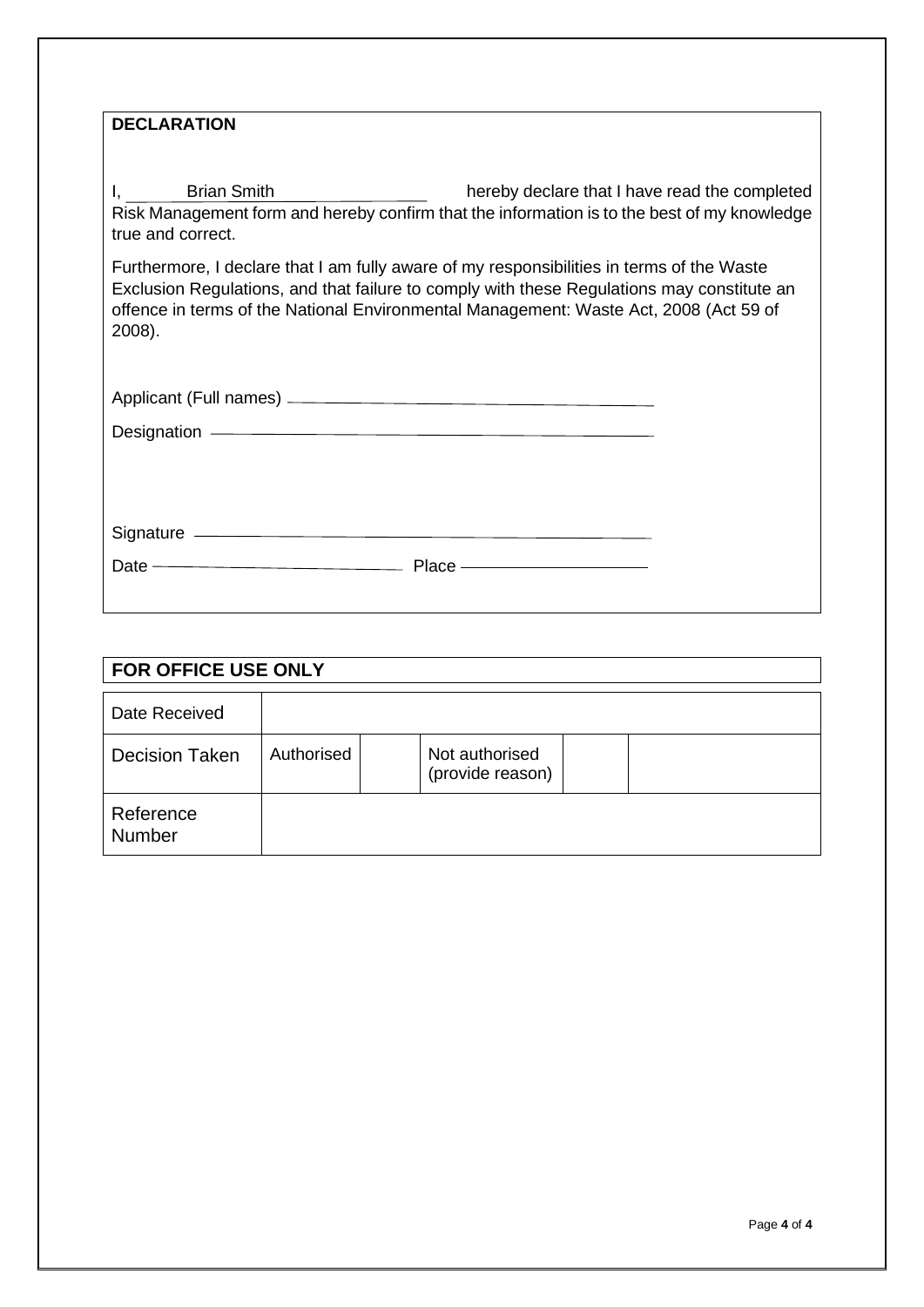## DECLARATION

I, Brian Smith hereby declare that I have read the completed Risk Management form and hereby confirm that the information is to the best of my knowledge true and correct.

Furthermore, I declare that I am fully aware of my responsibilities in terms of the Waste Exclusion Regulations, and that failure to comply with these Regulations may constitute an offence in terms of the National Environmental Management: Waste Act, 2008 (Act 59 of 2008).

Applicant (Full names) ________________________________________

Designation ________________________________________

Signature ________________________________________

Date ______________________ Place ______________________

## FOR OFFICE USE ONLY

| | | | | | |
|---|---|---|---|---|---|
| Date Received | | | | | |
| Decision Taken | Authorised | | Not authorised (provide reason) | | |
| Reference Number | | | | | |